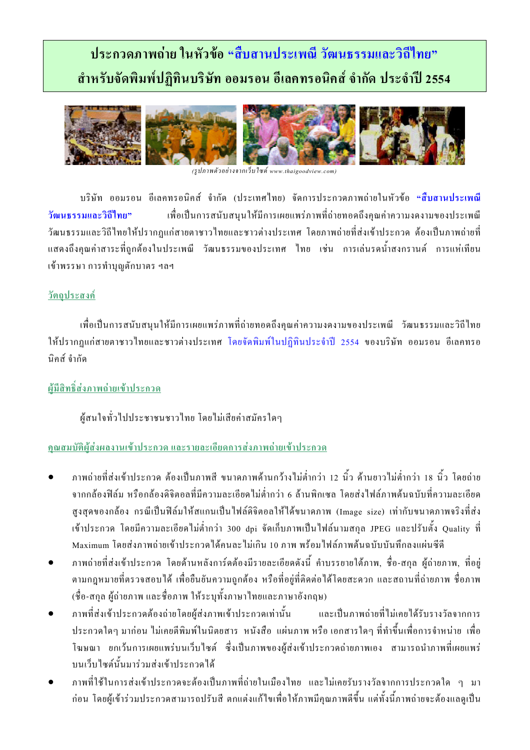# ประกวดภาพถ่าย ในหัวข้อ "สืบสานประเพณี วัฒนธรรมและวิถีไทย" สำหรับจัดพิมพ์ปฏิทินบริษัท ออมรอน อีเลคทรอนิคส์ จำกัด ประจำปี 2554

*(รูปภาพตัวอย่างจากเว็บไซต์ www.thaigoodview.com)*

บริษัท ออมรอน อีเลคทรอนิคส์ จำกัด (ประเทศไทย) จัดการประกวดภาพถ่ายในหัวข้อ **"สืบสานประเพณี วัฒนธรรมและวิถีไทย"** เพื่อเป็นการสนับสนุนให้มีการเผยแพร่ภาพที่ถ่ายทอดถึงคุณค่าความงดงามของประเพณี วัฒนธรรมและวิถีไทยให้ปรากฏแก่สายตาชาวไทยและชาวต่างประเทศ โดยภาพถ่ายที่ส่งเข้าประกวด ต้องเป็นภาพถ่ายที่แสดงถึงคุณค่าสาระที่ถูกต้องในประเพณี วัฒนธรรมของประเทศ ไทย เช่น การเล่นรดน้ำสงกรานต์ การแห่เทียนเข้าพรรษา การทำบุญตักบาตร ฯลฯ

## วัตถุประสงค์

เพื่อเป็นการสนับสนุนให้มีการเผยแพร่ภาพที่ถ่ายทอดถึงคุณค่าความงดงามของประเพณี วัฒนธรรมและวิถีไทยให้ปรากฏแก่สายตาชาวไทยและชาวต่างประเทศ โดยจัดพิมพ์ในปฏิทินประจำปี 2554 ของบริษัท ออมรอน อีเลคทรอนิคส์ จำกัด

## ผู้มีสิทธิ์ส่งภาพถ่ายเข้าประกวด

ผู้สนใจทั่วไปประชาชนชาวไทย โดยไม่เสียค่าสมัครใดๆ

## คุณสมบัติผู้ส่งผลงานเข้าประกวด และรายละเอียดการส่งภาพถ่ายเข้าประกวด

- ภาพถ่ายที่ส่งเข้าประกวด ต้องเป็นภาพสี ขนาดภาพด้านกว้างไม่ต่ำกว่า 12 นิ้ว ด้านยาวไม่ต่ำกว่า 18 นิ้ว โดยถ่ายจากกล้องฟิล์ม หรือกล้องดิจิตอลที่มีความละเอียดไม่ต่ำกว่า 6 ล้านพิกเซล โดยส่งไฟล์ภาพต้นฉบับที่ความละเอียดสูงสุดของกล้อง กรณีเป็นฟิล์มให้สแกนเป็นไฟล์ดิจิตอลให้ได้ขนาดภาพ (Image size) เท่ากับขนาดภาพจริงที่ส่งเข้าประกวด โดยมีความละเอียดไม่ต่ำกว่า 300 dpi จัดเก็บภาพเป็นไฟล์นามสกุล JPEG และปรับตั้ง Quality ที่ Maximum โดยส่งภาพถ่ายเข้าประกวดได้คนละไม่เกิน 10 ภาพ พร้อมไฟล์ภาพต้นฉบับบันทึกลงแผ่นซีดี
- ภาพถ่ายที่ส่งเข้าประกวด โดยด้านหลังการ์ดต้องมีรายละเอียดดังนี้ คำบรรยายใต้ภาพ, ชื่อ-สกุล ผู้ถ่ายภาพ, ที่อยู่ตามกฎหมายที่ตรวจสอบได้ เพื่อยืนยันความถูกต้อง หรือที่อยู่ที่ติดต่อได้โดยสะดวก และสถานที่ถ่ายภาพ ชื่อภาพ (ชื่อ-สกุล ผู้ถ่ายภาพ และชื่อภาพ ให้ระบุทั้งภาษาไทยและภาษาอังกฤษ)
- ภาพที่ส่งเข้าประกวดต้องถ่ายโดยผู้ส่งภาพเข้าประกวดเท่านั้น และเป็นภาพถ่ายที่ไม่เคยได้รับรางวัลจากการประกวดใดๆ มาก่อน ไม่เคยตีพิมพ์ในนิตยสาร หนังสือ แผ่นภาพ หรือ เอกสารใดๆ ที่ทำขึ้นเพื่อการจำหน่าย เพื่อโฆษณา ยกเว้นการเผยแพร่บนเว็บไซต์ ซึ่งเป็นภาพของผู้ส่งเข้าประกวดถ่ายภาพเอง สามารถนำภาพที่เผยแพร่บนเว็บไซต์นั้นมาร่วมส่งเข้าประกวดได้
- ภาพที่ใช้ในการส่งเข้าประกวดจะต้องเป็นภาพที่ถ่ายในเมืองไทย และไม่เคยรับรางวัลจากการประกวดใด ๆ มาก่อน โดยผู้เข้าร่วมประกวดสามารถปรับสี ตกแต่งแก้ไขเพื่อให้ภาพมีคุณภาพดีขึ้น แต่ทั้งนี้ภาพถ่ายจะต้องแลดูเป็น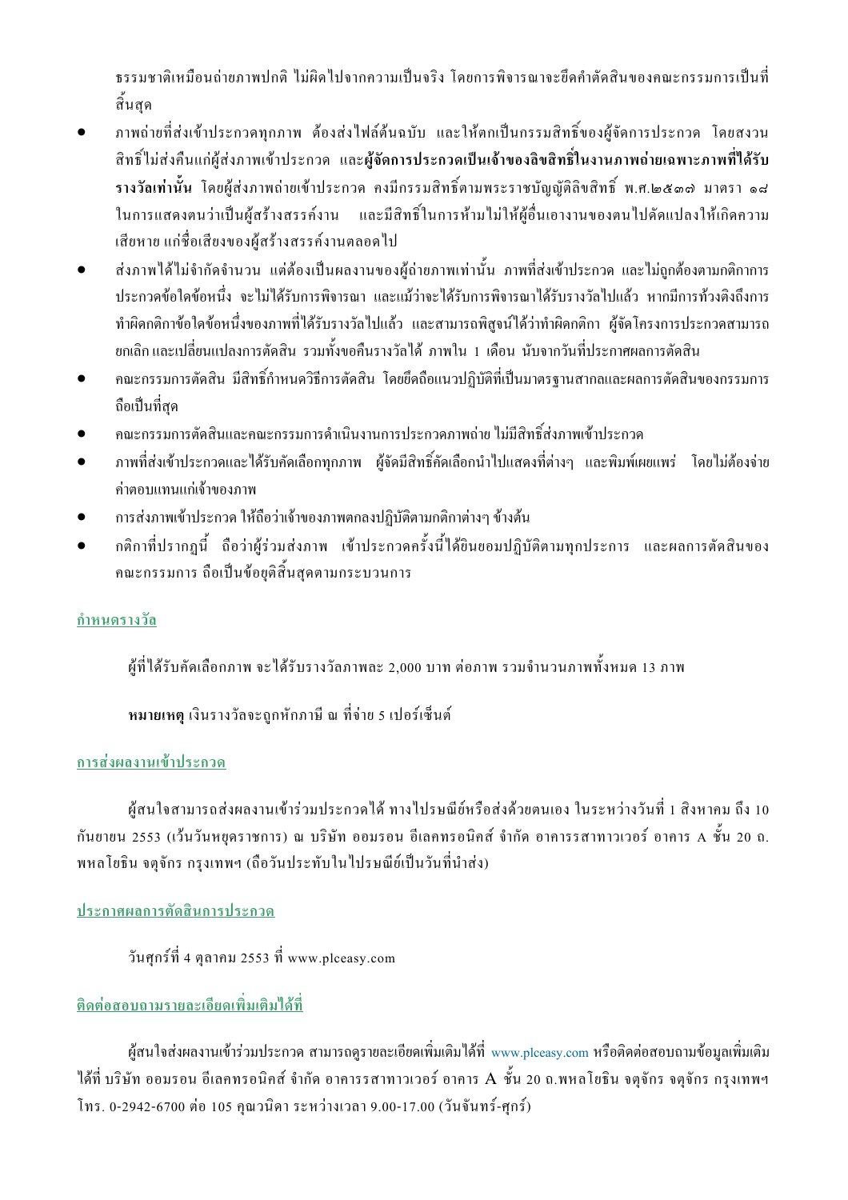ธรรมชาติเหมือนถ่ายภาพปกติ ไม่ผิดไปจากความเป็นจริง โดยการพิจารณาจะยึดคำตัดสินของคณะกรรมการเป็นที่สิ้นสุด

- ภาพถ่ายที่ส่งเข้าประกวดทุกภาพ ต้องส่งไฟล์ต้นฉบับ และให้ตกเป็นกรรมสิทธิ์ของผู้จัดการประกวด โดยสงวนสิทธิ์ไม่ส่งคืนแก่ผู้ส่งภาพเข้าประกวด และ**ผู้จัดการประกวดเป็นเจ้าของลิขสิทธิ์ในงานภาพถ่ายเฉพาะภาพที่ได้รับรางวัลเท่านั้น** โดยผู้ส่งภาพถ่ายเข้าประกวด คงมีกรรมสิทธิ์ตามพระราชบัญญัติลิขสิทธิ์ พ.ศ.๒๕๓๗ มาตรา ๑๘ ในการแสดงตนว่าเป็นผู้สร้างสรรค์งาน และมีสิทธิ์ในการห้ามไม่ให้ผู้อื่นเอางานของตนไปดัดแปลงให้เกิดความเสียหาย แก่ชื่อเสียงของผู้สร้างสรรค์งานตลอดไป
- ส่งภาพได้ไม่จำกัดจำนวน แต่ต้องเป็นผลงานของผู้ถ่ายภาพเท่านั้น ภาพที่ส่งเข้าประกวด และไม่ถูกต้องตามกติกาการประกวดข้อใดข้อหนึ่ง จะไม่ได้รับการพิจารณา และแม้ว่าจะได้รับการพิจารณาได้รับรางวัลไปแล้ว หากมีการท้วงติงถึงการทำผิดกติกาข้อใดข้อหนึ่งของภาพที่ได้รับรางวัลไปแล้ว และสามารถพิสูจน์ได้ว่าทำผิดกติกา ผู้จัดโครงการประกวดสามารถยกเลิก และเปลี่ยนแปลงการตัดสิน รวมทั้งขอคืนรางวัลได้ ภาพใน 1 เดือน นับจากวันที่ประกาศผลการตัดสิน
- คณะกรรมการตัดสิน มีสิทธิ์กำหนดวิธีการตัดสิน โดยยึดถือแนวปฏิบัติที่เป็นมาตรฐานสากลและผลการตัดสินของกรรมการถือเป็นที่สุด
- คณะกรรมการตัดสินและคณะกรรมการดำเนินงานการประกวดภาพถ่าย ไม่มีสิทธิ์ส่งภาพเข้าประกวด
- ภาพที่ส่งเข้าประกวดและได้รับคัดเลือกทุกภาพ ผู้จัดมีสิทธิ์คัดเลือกนำไปแสดงที่ต่างๆ และพิมพ์เผยแพร่ โดยไม่ต้องจ่ายค่าตอบแทนแก่เจ้าของภาพ
- การส่งภาพเข้าประกวด ให้ถือว่าเจ้าของภาพตกลงปฏิบัติตามกติกาต่างๆ ข้างต้น
- กติกาที่ปรากฏนี้ ถือว่าผู้ร่วมส่งภาพ เข้าประกวดครั้งนี้ได้ยินยอมปฏิบัติตามทุกประการ และผลการตัดสินของคณะกรรมการ ถือเป็นข้อยุติสิ้นสุดตามกระบวนการ

## กำหนดรางวัล

ผู้ที่ได้รับคัดเลือกภาพ จะได้รับรางวัลภาพละ 2,000 บาท ต่อภาพ รวมจำนวนภาพทั้งหมด 13 ภาพ

**หมายเหตุ** เงินรางวัลจะถูกหักภาษี ณ ที่จ่าย 5 เปอร์เซ็นต์

## การส่งผลงานเข้าประกวด

ผู้สนใจสามารถส่งผลงานเข้าร่วมประกวดได้ ทางไปรษณีย์หรือส่งด้วยตนเอง ในระหว่างวันที่ 1 สิงหาคม ถึง 10 กันยายน 2553 (เว้นวันหยุดราชการ) ณ บริษัท ออมรอน อีเลคทรอนิคส์ จำกัด อาคารรสาทาวเวอร์ อาคาร A ชั้น 20 ถ.พหลโยธิน จตุจักร กรุงเทพฯ (ถือวันประทับในไปรษณีย์เป็นวันที่นำส่ง)

## ประกาศผลการตัดสินการประกวด

วันศุกร์ที่ 4 ตุลาคม 2553 ที่ www.plceasy.com

## ติดต่อสอบถามรายละเอียดเพิ่มเติมได้ที่

ผู้สนใจส่งผลงานเข้าร่วมประกวด สามารถดูรายละเอียดเพิ่มเติมได้ที่ www.plceasy.com หรือติดต่อสอบถามข้อมูลเพิ่มเติมได้ที่ บริษัท ออมรอน อีเลคทรอนิคส์ จำกัด อาคารรสาทาวเวอร์ อาคาร A ชั้น 20 ถ.พหลโยธิน จตุจักร จตุจักร กรุงเทพฯ โทร. 0-2942-6700 ต่อ 105 คุณวนิดา ระหว่างเวลา 9.00-17.00 (วันจันทร์-ศุกร์)